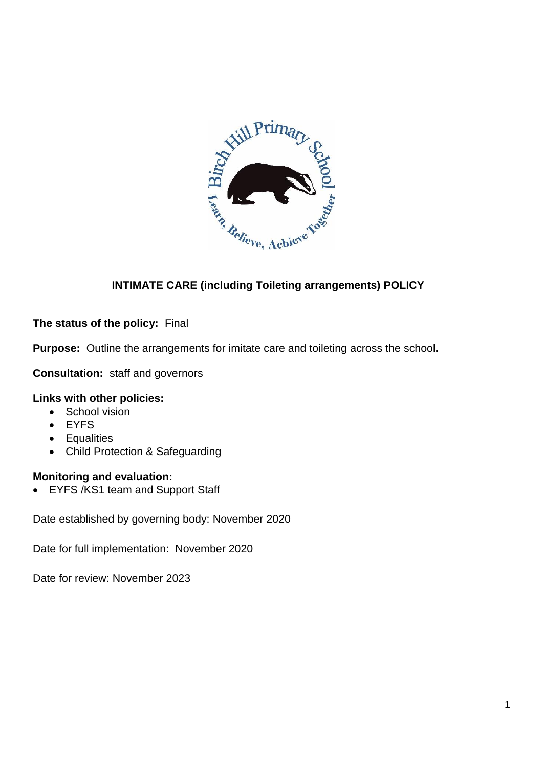# INTIMATE CARE (including Toileting arrangements) POLICY

**The status of the policy:** Final

**Purpose:** Outline the arrangements for imitate care and toileting across the school**.**

**Consultation:** staff and governors

**Links with other policies:**

- School vision
- EYFS
- Equalities
- Child Protection & Safeguarding

**Monitoring and evaluation:**

- EYFS /KS1 team and Support Staff

Date established by governing body: November 2020

Date for full implementation: November 2020

Date for review: November 2023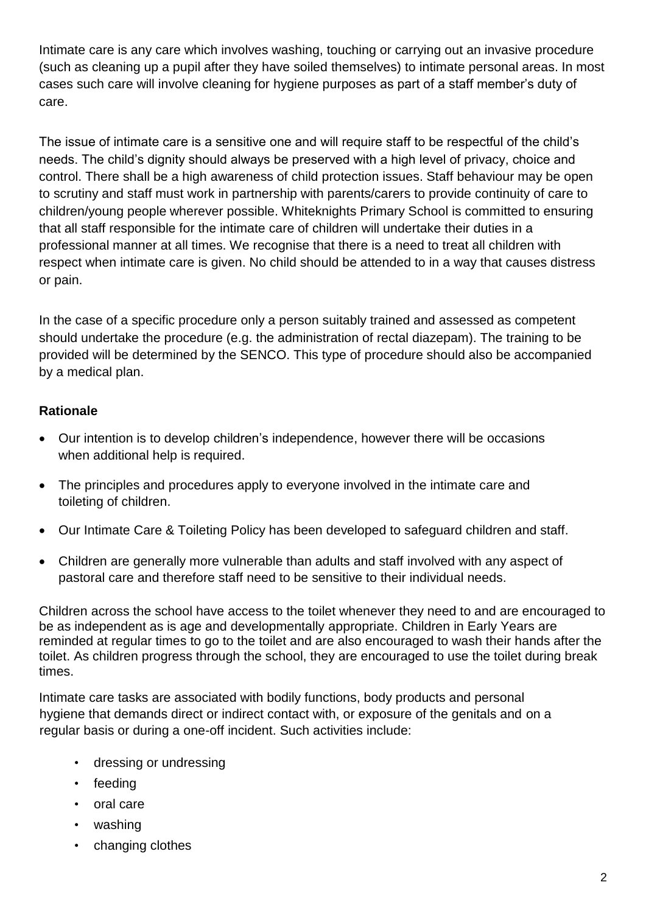Intimate care is any care which involves washing, touching or carrying out an invasive procedure (such as cleaning up a pupil after they have soiled themselves) to intimate personal areas. In most cases such care will involve cleaning for hygiene purposes as part of a staff member's duty of care.

The issue of intimate care is a sensitive one and will require staff to be respectful of the child's needs. The child's dignity should always be preserved with a high level of privacy, choice and control. There shall be a high awareness of child protection issues. Staff behaviour may be open to scrutiny and staff must work in partnership with parents/carers to provide continuity of care to children/young people wherever possible. Whiteknights Primary School is committed to ensuring that all staff responsible for the intimate care of children will undertake their duties in a professional manner at all times. We recognise that there is a need to treat all children with respect when intimate care is given. No child should be attended to in a way that causes distress or pain.

In the case of a specific procedure only a person suitably trained and assessed as competent should undertake the procedure (e.g. the administration of rectal diazepam). The training to be provided will be determined by the SENCO. This type of procedure should also be accompanied by a medical plan.

**Rationale**

- Our intention is to develop children's independence, however there will be occasions when additional help is required.
- The principles and procedures apply to everyone involved in the intimate care and toileting of children.
- Our Intimate Care & Toileting Policy has been developed to safeguard children and staff.
- Children are generally more vulnerable than adults and staff involved with any aspect of pastoral care and therefore staff need to be sensitive to their individual needs.

Children across the school have access to the toilet whenever they need to and are encouraged to be as independent as is age and developmentally appropriate. Children in Early Years are reminded at regular times to go to the toilet and are also encouraged to wash their hands after the toilet. As children progress through the school, they are encouraged to use the toilet during break times.

Intimate care tasks are associated with bodily functions, body products and personal hygiene that demands direct or indirect contact with, or exposure of the genitals and on a regular basis or during a one-off incident. Such activities include:

- dressing or undressing
- feeding
- oral care
- washing
- changing clothes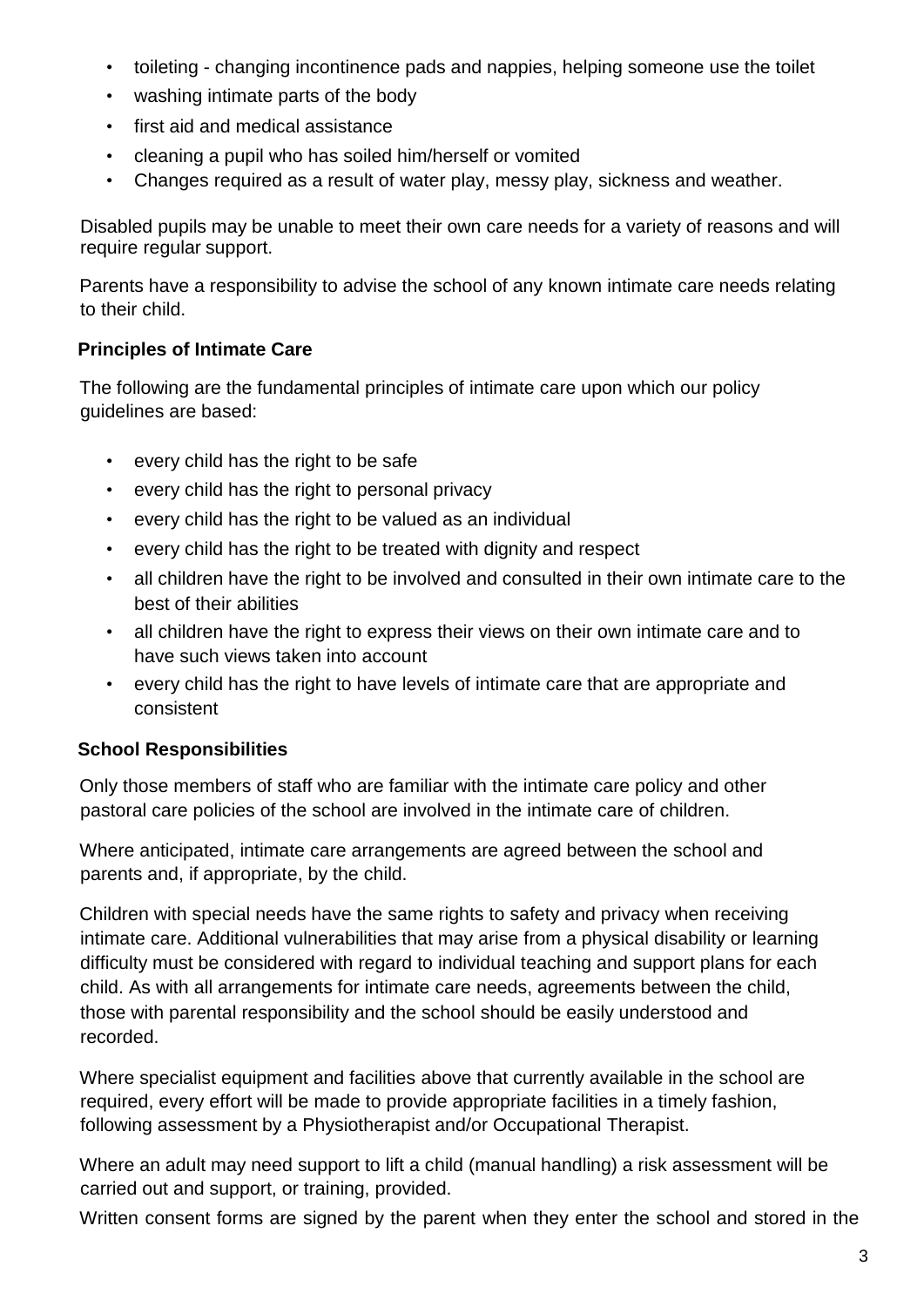- toileting - changing incontinence pads and nappies, helping someone use the toilet
- washing intimate parts of the body
- first aid and medical assistance
- cleaning a pupil who has soiled him/herself or vomited
- Changes required as a result of water play, messy play, sickness and weather.

Disabled pupils may be unable to meet their own care needs for a variety of reasons and will require regular support.

Parents have a responsibility to advise the school of any known intimate care needs relating to their child.

**Principles of Intimate Care**

The following are the fundamental principles of intimate care upon which our policy guidelines are based:

- every child has the right to be safe
- every child has the right to personal privacy
- every child has the right to be valued as an individual
- every child has the right to be treated with dignity and respect
- all children have the right to be involved and consulted in their own intimate care to the best of their abilities
- all children have the right to express their views on their own intimate care and to have such views taken into account
- every child has the right to have levels of intimate care that are appropriate and consistent

**School Responsibilities**

Only those members of staff who are familiar with the intimate care policy and other pastoral care policies of the school are involved in the intimate care of children.

Where anticipated, intimate care arrangements are agreed between the school and parents and, if appropriate, by the child.

Children with special needs have the same rights to safety and privacy when receiving intimate care. Additional vulnerabilities that may arise from a physical disability or learning difficulty must be considered with regard to individual teaching and support plans for each child. As with all arrangements for intimate care needs, agreements between the child, those with parental responsibility and the school should be easily understood and recorded.

Where specialist equipment and facilities above that currently available in the school are required, every effort will be made to provide appropriate facilities in a timely fashion, following assessment by a Physiotherapist and/or Occupational Therapist.

Where an adult may need support to lift a child (manual handling) a risk assessment will be carried out and support, or training, provided.

Written consent forms are signed by the parent when they enter the school and stored in the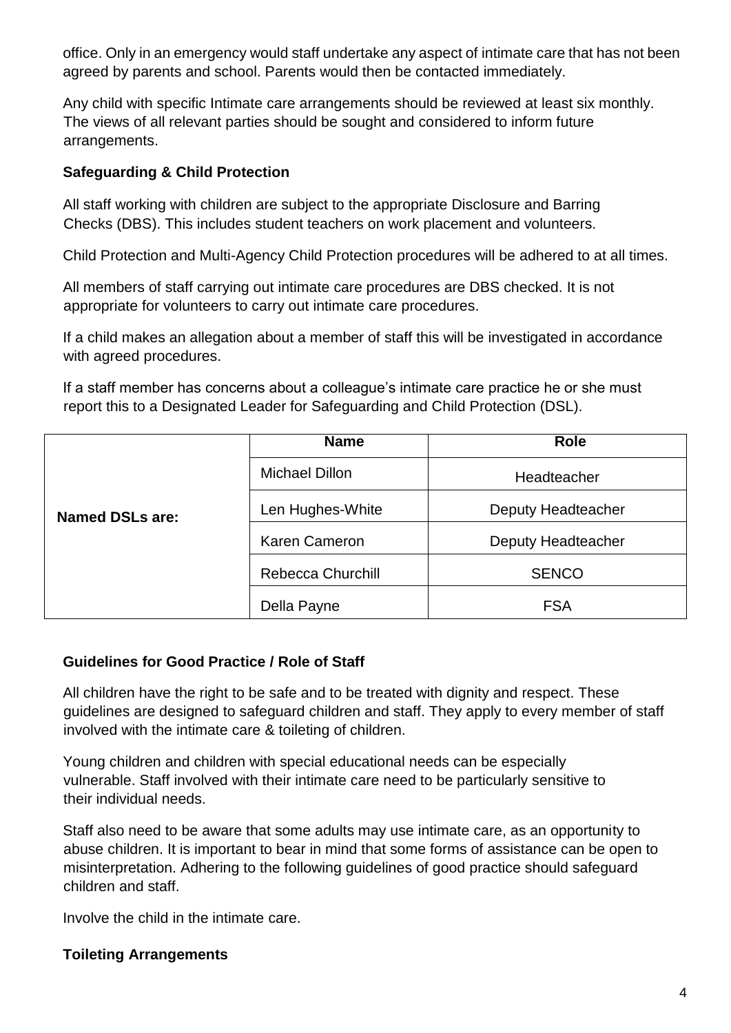office. Only in an emergency would staff undertake any aspect of intimate care that has not been agreed by parents and school. Parents would then be contacted immediately.

Any child with specific Intimate care arrangements should be reviewed at least six monthly. The views of all relevant parties should be sought and considered to inform future arrangements.

## Safeguarding & Child Protection

All staff working with children are subject to the appropriate Disclosure and Barring Checks (DBS). This includes student teachers on work placement and volunteers.

Child Protection and Multi-Agency Child Protection procedures will be adhered to at all times.

All members of staff carrying out intimate care procedures are DBS checked. It is not appropriate for volunteers to carry out intimate care procedures.

If a child makes an allegation about a member of staff this will be investigated in accordance with agreed procedures.

If a staff member has concerns about a colleague's intimate care practice he or she must report this to a Designated Leader for Safeguarding and Child Protection (DSL).

| | Name | Role |
|---|---|---|
| **Named DSLs are:** | Michael Dillon | Headteacher |
| | Len Hughes-White | Deputy Headteacher |
| | Karen Cameron | Deputy Headteacher |
| | Rebecca Churchill | SENCO |
| | Della Payne | FSA |

## Guidelines for Good Practice / Role of Staff

All children have the right to be safe and to be treated with dignity and respect. These guidelines are designed to safeguard children and staff. They apply to every member of staff involved with the intimate care & toileting of children.

Young children and children with special educational needs can be especially vulnerable. Staff involved with their intimate care need to be particularly sensitive to their individual needs.

Staff also need to be aware that some adults may use intimate care, as an opportunity to abuse children. It is important to bear in mind that some forms of assistance can be open to misinterpretation. Adhering to the following guidelines of good practice should safeguard children and staff.

Involve the child in the intimate care.

## Toileting Arrangements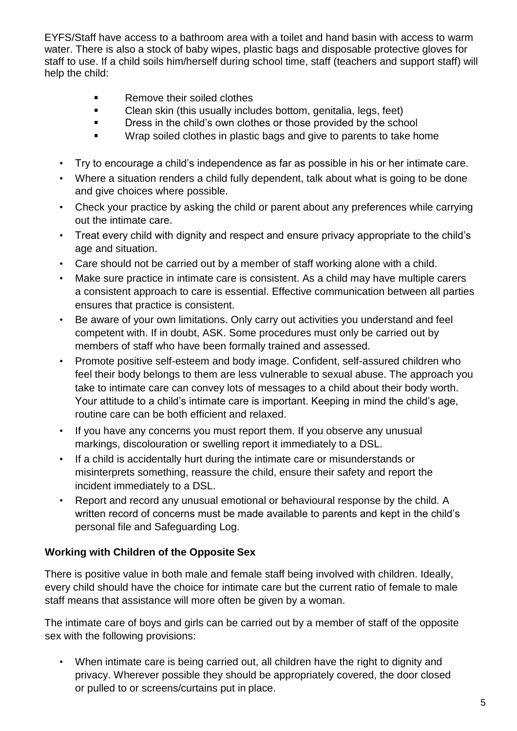EYFS/Staff have access to a bathroom area with a toilet and hand basin with access to warm water. There is also a stock of baby wipes, plastic bags and disposable protective gloves for staff to use. If a child soils him/herself during school time, staff (teachers and support staff) will help the child:

- Remove their soiled clothes
- Clean skin (this usually includes bottom, genitalia, legs, feet)
- Dress in the child's own clothes or those provided by the school
- Wrap soiled clothes in plastic bags and give to parents to take home

- Try to encourage a child's independence as far as possible in his or her intimate care.
- Where a situation renders a child fully dependent, talk about what is going to be done and give choices where possible.
- Check your practice by asking the child or parent about any preferences while carrying out the intimate care.
- Treat every child with dignity and respect and ensure privacy appropriate to the child's age and situation.
- Care should not be carried out by a member of staff working alone with a child.
- Make sure practice in intimate care is consistent. As a child may have multiple carers a consistent approach to care is essential. Effective communication between all parties ensures that practice is consistent.
- Be aware of your own limitations. Only carry out activities you understand and feel competent with. If in doubt, ASK. Some procedures must only be carried out by members of staff who have been formally trained and assessed.
- Promote positive self-esteem and body image. Confident, self-assured children who feel their body belongs to them are less vulnerable to sexual abuse. The approach you take to intimate care can convey lots of messages to a child about their body worth. Your attitude to a child's intimate care is important. Keeping in mind the child's age, routine care can be both efficient and relaxed.
- If you have any concerns you must report them. If you observe any unusual markings, discolouration or swelling report it immediately to a DSL.
- If a child is accidentally hurt during the intimate care or misunderstands or misinterprets something, reassure the child, ensure their safety and report the incident immediately to a DSL.
- Report and record any unusual emotional or behavioural response by the child. A written record of concerns must be made available to parents and kept in the child's personal file and Safeguarding Log.

### Working with Children of the Opposite Sex

There is positive value in both male and female staff being involved with children. Ideally, every child should have the choice for intimate care but the current ratio of female to male staff means that assistance will more often be given by a woman.

The intimate care of boys and girls can be carried out by a member of staff of the opposite sex with the following provisions:

- When intimate care is being carried out, all children have the right to dignity and privacy. Wherever possible they should be appropriately covered, the door closed or pulled to or screens/curtains put in place.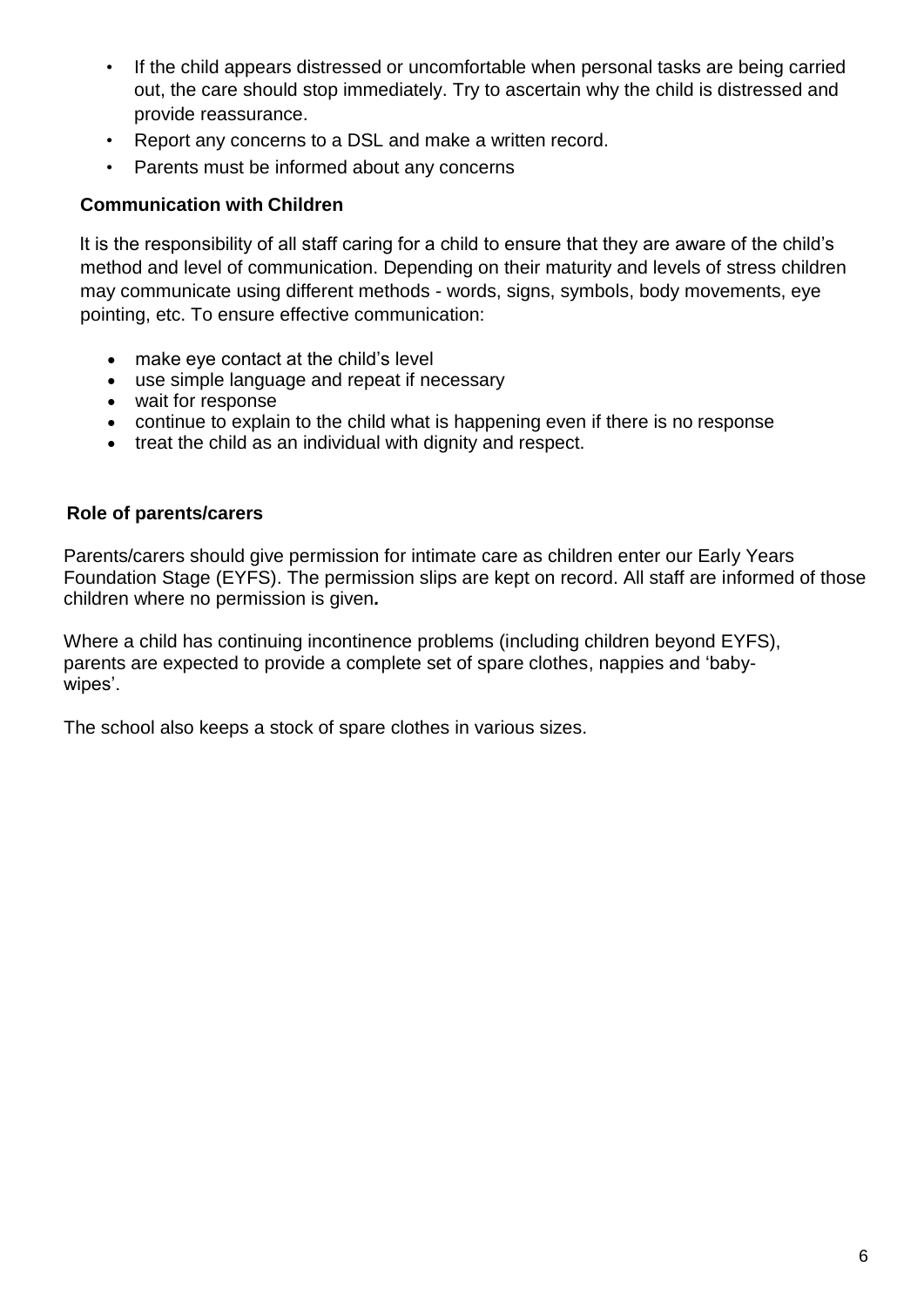- If the child appears distressed or uncomfortable when personal tasks are being carried out, the care should stop immediately. Try to ascertain why the child is distressed and provide reassurance.
- Report any concerns to a DSL and make a written record.
- Parents must be informed about any concerns

**Communication with Children**

It is the responsibility of all staff caring for a child to ensure that they are aware of the child's method and level of communication. Depending on their maturity and levels of stress children may communicate using different methods - words, signs, symbols, body movements, eye pointing, etc. To ensure effective communication:

- make eye contact at the child's level
- use simple language and repeat if necessary
- wait for response
- continue to explain to the child what is happening even if there is no response
- treat the child as an individual with dignity and respect.

**Role of parents/carers**

Parents/carers should give permission for intimate care as children enter our Early Years Foundation Stage (EYFS). The permission slips are kept on record. All staff are informed of those children where no permission is given*.*

Where a child has continuing incontinence problems (including children beyond EYFS), parents are expected to provide a complete set of spare clothes, nappies and 'baby-wipes'.

The school also keeps a stock of spare clothes in various sizes.